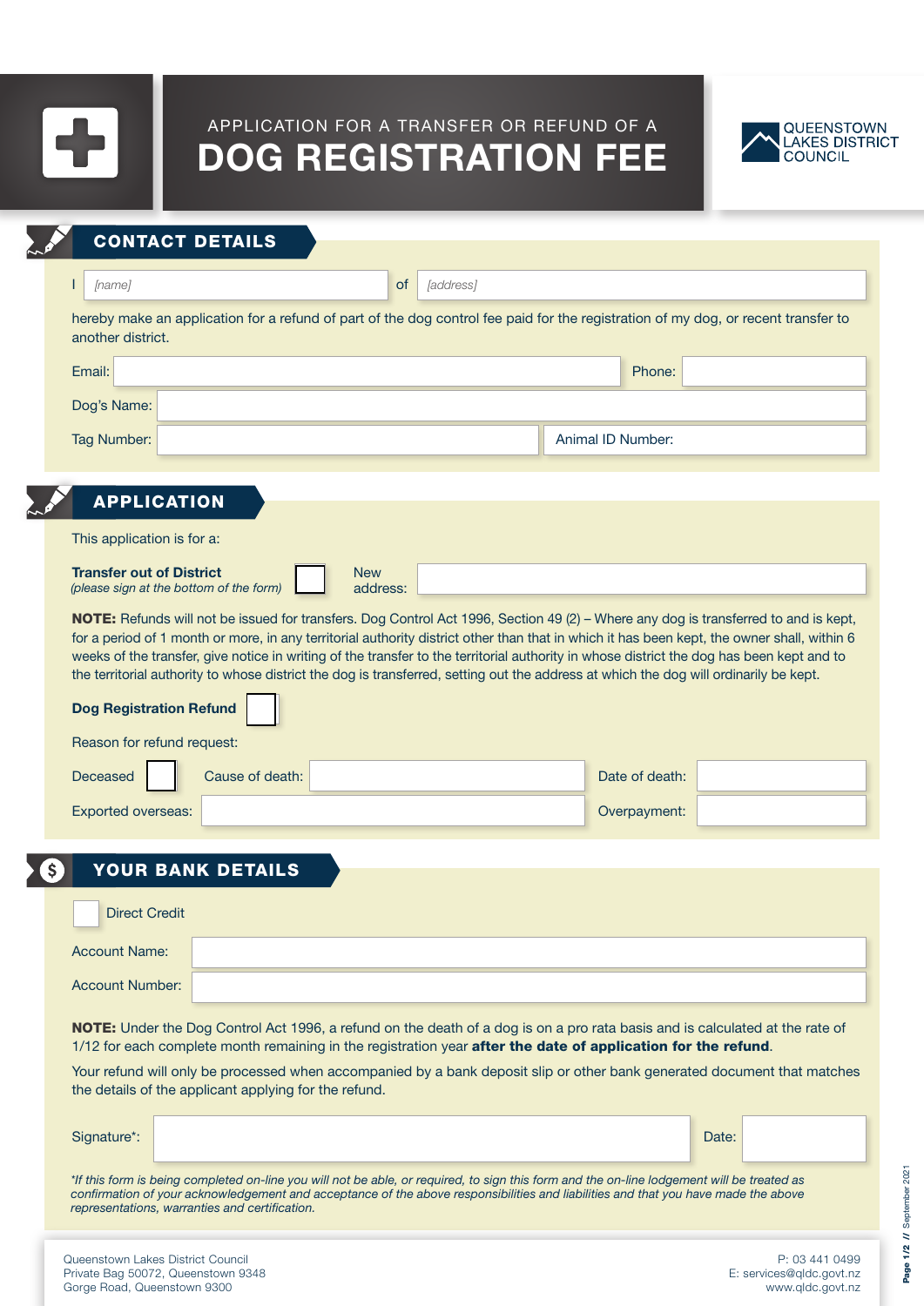APPLICATION FOR A TRANSFER OR REFUND OF A

# DOG REGISTRATION FEE

QUEENSTOWN LAKES DISTRICT COUNCIL

## CONTACT DETAILS

I [name] of [address]

hereby make an application for a refund of part of the dog control fee paid for the registration of my dog, or recent transfer to another district.

Email: Phone:

Dog's Name:

Tag Number: Animal ID Number:

## APPLICATION

This application is for a:

**Transfer out of District** ☐ New address:
*(please sign at the bottom of the form)*

**NOTE:** Refunds will not be issued for transfers. Dog Control Act 1996, Section 49 (2) – Where any dog is transferred to and is kept, for a period of 1 month or more, in any territorial authority district other than that in which it has been kept, the owner shall, within 6 weeks of the transfer, give notice in writing of the transfer to the territorial authority in whose district the dog has been kept and to the territorial authority to whose district the dog is transferred, setting out the address at which the dog will ordinarily be kept.

**Dog Registration Refund** ☐

Reason for refund request:

Deceased ☐ Cause of death: Date of death:

Exported overseas: Overpayment:

## YOUR BANK DETAILS

☐ Direct Credit

Account Name:

Account Number:

**NOTE:** Under the Dog Control Act 1996, a refund on the death of a dog is on a pro rata basis and is calculated at the rate of 1/12 for each complete month remaining in the registration year **after the date of application for the refund**.

Your refund will only be processed when accompanied by a bank deposit slip or other bank generated document that matches the details of the applicant applying for the refund.

Signature*: Date:

*\*If this form is being completed on-line you will not be able, or required, to sign this form and the on-line lodgement will be treated as confirmation of your acknowledgement and acceptance of the above responsibilities and liabilities and that you have made the above representations, warranties and certification.*

Queenstown Lakes District Council
Private Bag 50072, Queenstown 9348
Gorge Road, Queenstown 9300

P: 03 441 0499
E: services@qldc.govt.nz
www.qldc.govt.nz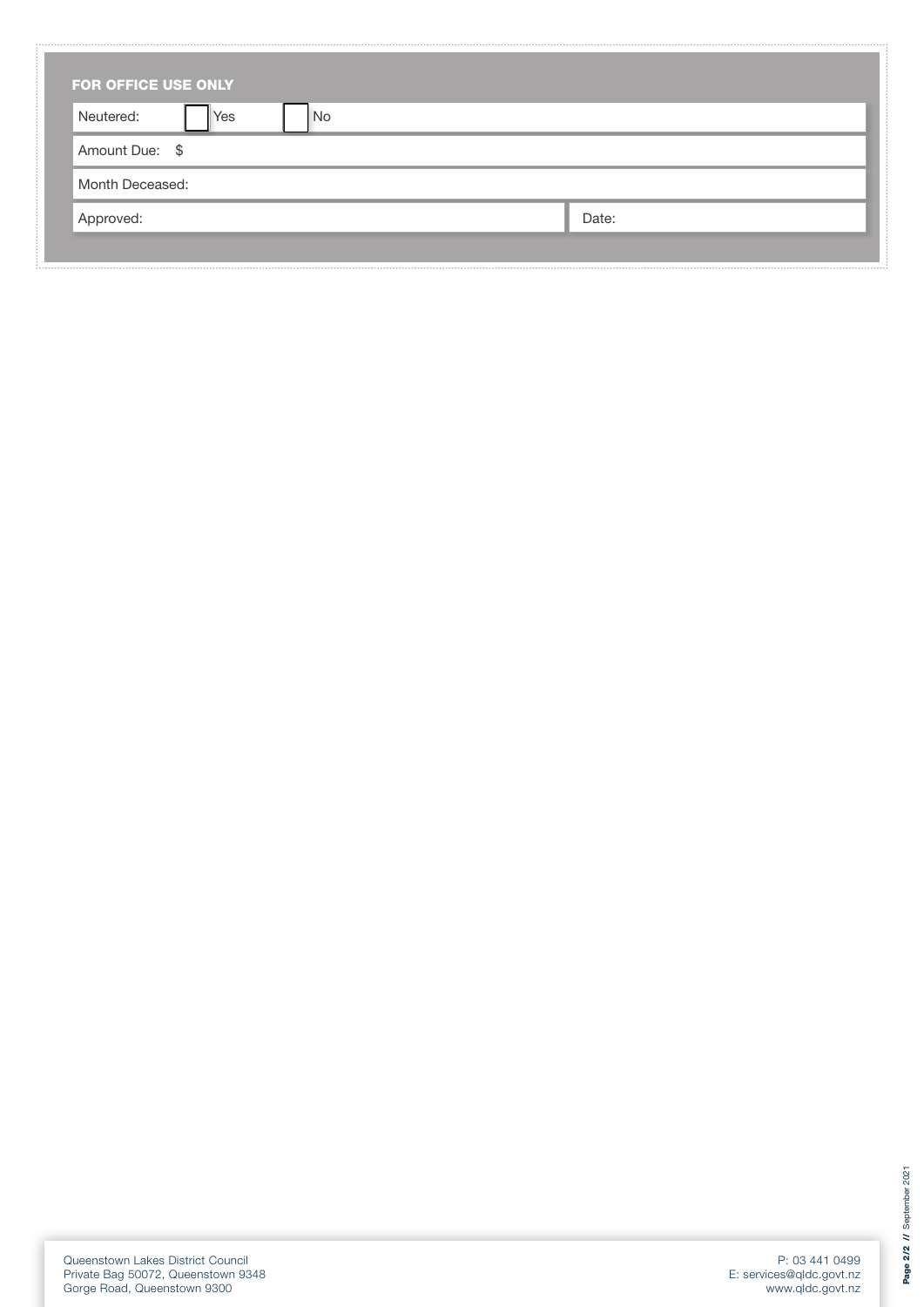## FOR OFFICE USE ONLY

Neutered: ☐ Yes ☐ No

Amount Due: $

Month Deceased:

Approved: Date:

Queenstown Lakes District Council
Private Bag 50072, Queenstown 9348
Gorge Road, Queenstown 9300

P: 03 441 0499
E: services@qldc.govt.nz
www.qldc.govt.nz